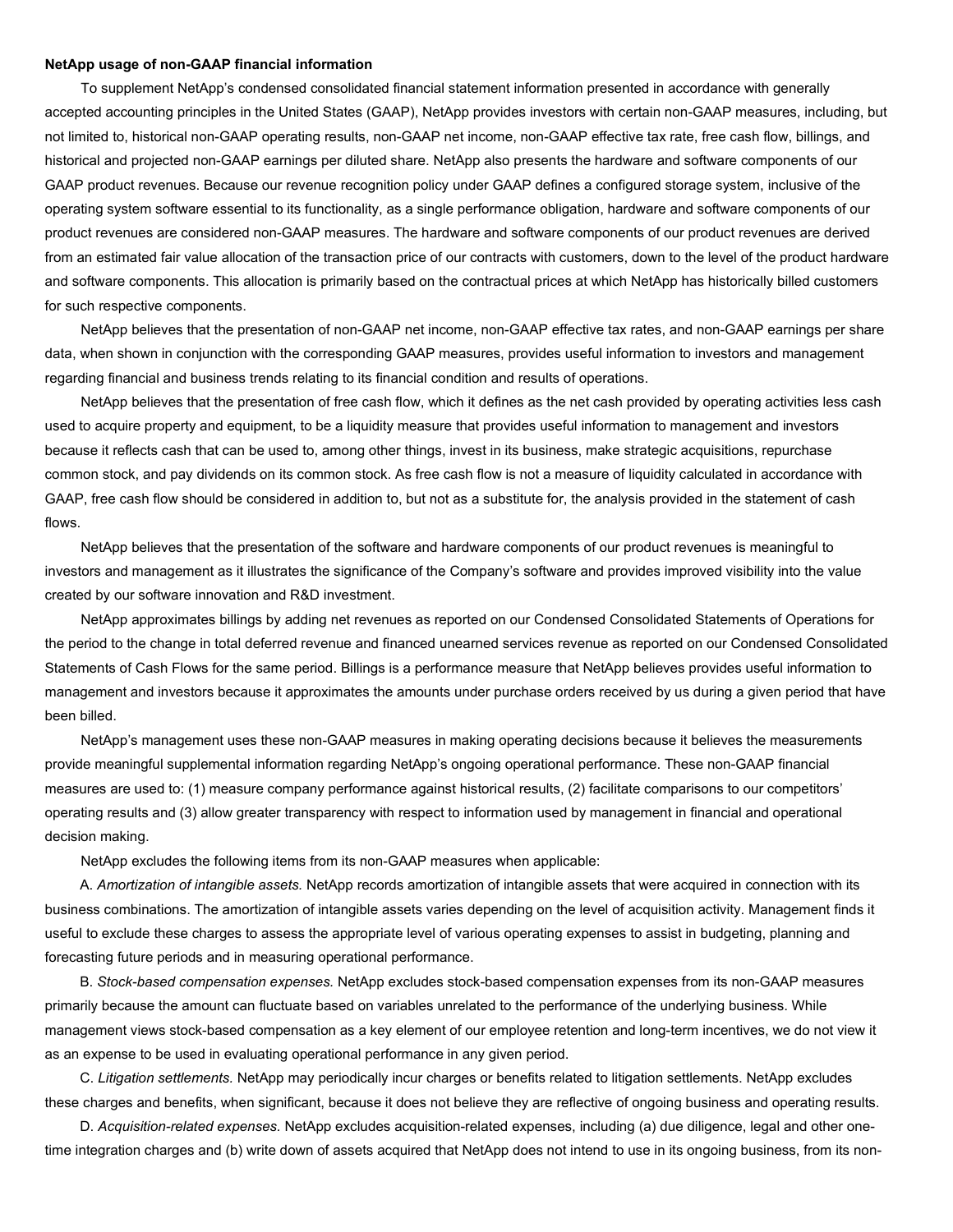**NetApp usage of non-GAAP financial information**

To supplement NetApp's condensed consolidated financial statement information presented in accordance with generally accepted accounting principles in the United States (GAAP), NetApp provides investors with certain non-GAAP measures, including, but not limited to, historical non-GAAP operating results, non-GAAP net income, non-GAAP effective tax rate, free cash flow, billings, and historical and projected non-GAAP earnings per diluted share. NetApp also presents the hardware and software components of our GAAP product revenues. Because our revenue recognition policy under GAAP defines a configured storage system, inclusive of the operating system software essential to its functionality, as a single performance obligation, hardware and software components of our product revenues are considered non-GAAP measures. The hardware and software components of our product revenues are derived from an estimated fair value allocation of the transaction price of our contracts with customers, down to the level of the product hardware and software components. This allocation is primarily based on the contractual prices at which NetApp has historically billed customers for such respective components.

NetApp believes that the presentation of non-GAAP net income, non-GAAP effective tax rates, and non-GAAP earnings per share data, when shown in conjunction with the corresponding GAAP measures, provides useful information to investors and management regarding financial and business trends relating to its financial condition and results of operations.

NetApp believes that the presentation of free cash flow, which it defines as the net cash provided by operating activities less cash used to acquire property and equipment, to be a liquidity measure that provides useful information to management and investors because it reflects cash that can be used to, among other things, invest in its business, make strategic acquisitions, repurchase common stock, and pay dividends on its common stock. As free cash flow is not a measure of liquidity calculated in accordance with GAAP, free cash flow should be considered in addition to, but not as a substitute for, the analysis provided in the statement of cash flows.

NetApp believes that the presentation of the software and hardware components of our product revenues is meaningful to investors and management as it illustrates the significance of the Company's software and provides improved visibility into the value created by our software innovation and R&D investment.

NetApp approximates billings by adding net revenues as reported on our Condensed Consolidated Statements of Operations for the period to the change in total deferred revenue and financed unearned services revenue as reported on our Condensed Consolidated Statements of Cash Flows for the same period. Billings is a performance measure that NetApp believes provides useful information to management and investors because it approximates the amounts under purchase orders received by us during a given period that have been billed.

NetApp's management uses these non-GAAP measures in making operating decisions because it believes the measurements provide meaningful supplemental information regarding NetApp's ongoing operational performance. These non-GAAP financial measures are used to: (1) measure company performance against historical results, (2) facilitate comparisons to our competitors' operating results and (3) allow greater transparency with respect to information used by management in financial and operational decision making.

NetApp excludes the following items from its non-GAAP measures when applicable:

A. *Amortization of intangible assets.* NetApp records amortization of intangible assets that were acquired in connection with its business combinations. The amortization of intangible assets varies depending on the level of acquisition activity. Management finds it useful to exclude these charges to assess the appropriate level of various operating expenses to assist in budgeting, planning and forecasting future periods and in measuring operational performance.

B. *Stock-based compensation expenses.* NetApp excludes stock-based compensation expenses from its non-GAAP measures primarily because the amount can fluctuate based on variables unrelated to the performance of the underlying business. While management views stock-based compensation as a key element of our employee retention and long-term incentives, we do not view it as an expense to be used in evaluating operational performance in any given period.

C. *Litigation settlements.* NetApp may periodically incur charges or benefits related to litigation settlements. NetApp excludes these charges and benefits, when significant, because it does not believe they are reflective of ongoing business and operating results.

D. *Acquisition-related expenses.* NetApp excludes acquisition-related expenses, including (a) due diligence, legal and other one-time integration charges and (b) write down of assets acquired that NetApp does not intend to use in its ongoing business, from its non-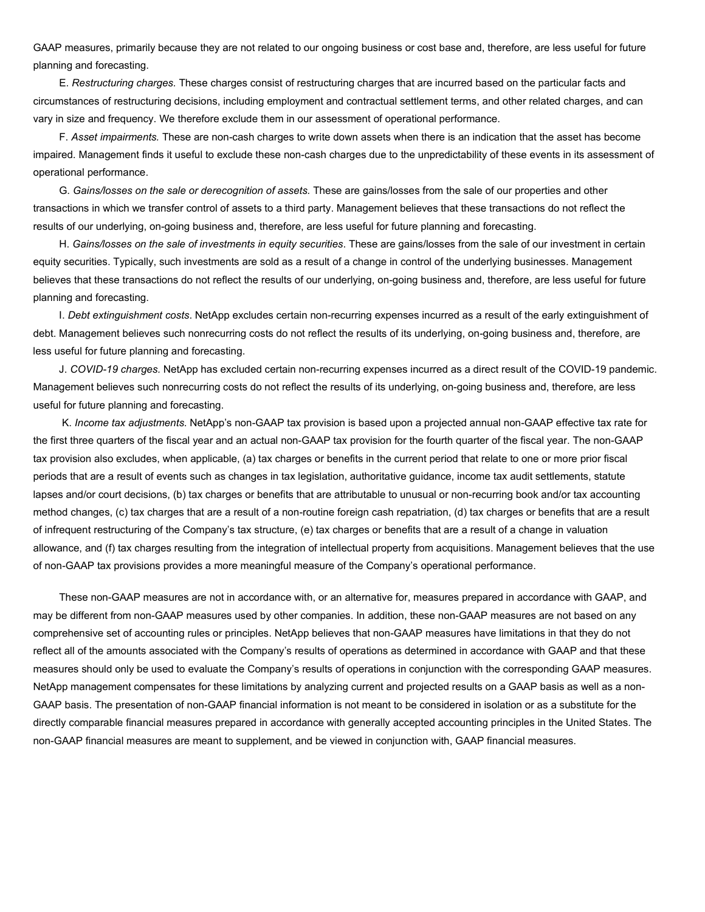GAAP measures, primarily because they are not related to our ongoing business or cost base and, therefore, are less useful for future planning and forecasting.

E. *Restructuring charges.* These charges consist of restructuring charges that are incurred based on the particular facts and circumstances of restructuring decisions, including employment and contractual settlement terms, and other related charges, and can vary in size and frequency. We therefore exclude them in our assessment of operational performance.

F. *Asset impairments.* These are non-cash charges to write down assets when there is an indication that the asset has become impaired. Management finds it useful to exclude these non-cash charges due to the unpredictability of these events in its assessment of operational performance.

G. *Gains/losses on the sale or derecognition of assets.* These are gains/losses from the sale of our properties and other transactions in which we transfer control of assets to a third party. Management believes that these transactions do not reflect the results of our underlying, on-going business and, therefore, are less useful for future planning and forecasting.

H. *Gains/losses on the sale of investments in equity securities*. These are gains/losses from the sale of our investment in certain equity securities. Typically, such investments are sold as a result of a change in control of the underlying businesses. Management believes that these transactions do not reflect the results of our underlying, on-going business and, therefore, are less useful for future planning and forecasting.

I. *Debt extinguishment costs*. NetApp excludes certain non-recurring expenses incurred as a result of the early extinguishment of debt. Management believes such nonrecurring costs do not reflect the results of its underlying, on-going business and, therefore, are less useful for future planning and forecasting.

J. *COVID-19 charges.* NetApp has excluded certain non-recurring expenses incurred as a direct result of the COVID-19 pandemic. Management believes such nonrecurring costs do not reflect the results of its underlying, on-going business and, therefore, are less useful for future planning and forecasting.

K. *Income tax adjustments*. NetApp's non-GAAP tax provision is based upon a projected annual non-GAAP effective tax rate for the first three quarters of the fiscal year and an actual non-GAAP tax provision for the fourth quarter of the fiscal year. The non-GAAP tax provision also excludes, when applicable, (a) tax charges or benefits in the current period that relate to one or more prior fiscal periods that are a result of events such as changes in tax legislation, authoritative guidance, income tax audit settlements, statute lapses and/or court decisions, (b) tax charges or benefits that are attributable to unusual or non-recurring book and/or tax accounting method changes, (c) tax charges that are a result of a non-routine foreign cash repatriation, (d) tax charges or benefits that are a result of infrequent restructuring of the Company's tax structure, (e) tax charges or benefits that are a result of a change in valuation allowance, and (f) tax charges resulting from the integration of intellectual property from acquisitions. Management believes that the use of non-GAAP tax provisions provides a more meaningful measure of the Company's operational performance.

These non-GAAP measures are not in accordance with, or an alternative for, measures prepared in accordance with GAAP, and may be different from non-GAAP measures used by other companies. In addition, these non-GAAP measures are not based on any comprehensive set of accounting rules or principles. NetApp believes that non-GAAP measures have limitations in that they do not reflect all of the amounts associated with the Company's results of operations as determined in accordance with GAAP and that these measures should only be used to evaluate the Company's results of operations in conjunction with the corresponding GAAP measures. NetApp management compensates for these limitations by analyzing current and projected results on a GAAP basis as well as a non-GAAP basis. The presentation of non-GAAP financial information is not meant to be considered in isolation or as a substitute for the directly comparable financial measures prepared in accordance with generally accepted accounting principles in the United States. The non-GAAP financial measures are meant to supplement, and be viewed in conjunction with, GAAP financial measures.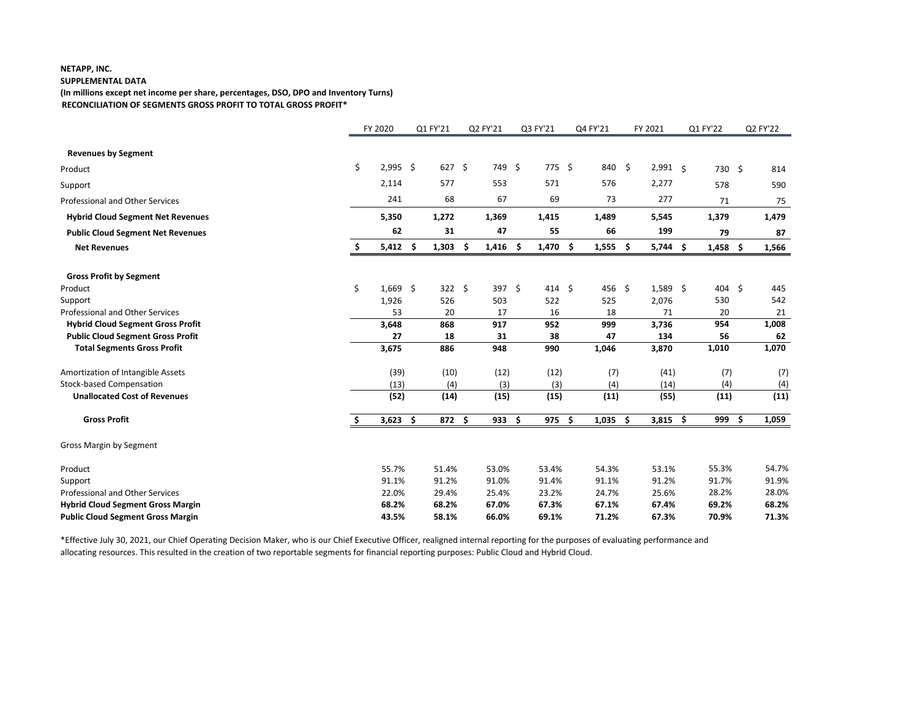**NETAPP, INC.**
**SUPPLEMENTAL DATA**
**(In millions except net income per share, percentages, DSO, DPO and Inventory Turns)**
**RECONCILIATION OF SEGMENTS GROSS PROFIT TO TOTAL GROSS PROFIT***

| | FY 2020 | Q1 FY'21 | Q2 FY'21 | Q3 FY'21 | Q4 FY'21 | FY 2021 | Q1 FY'22 | Q2 FY'22 |
|---|---|---|---|---|---|---|---|---|
| **Revenues by Segment** | | | | | | | | |
| Product | $ 2,995 | $ 627 | $ 749 | $ 775 | $ 840 | $ 2,991 | $ 730 | $ 814 |
| Support | 2,114 | 577 | 553 | 571 | 576 | 2,277 | 578 | 590 |
| Professional and Other Services | 241 | 68 | 67 | 69 | 73 | 277 | 71 | 75 |
| **Hybrid Cloud Segment Net Revenues** | **5,350** | **1,272** | **1,369** | **1,415** | **1,489** | **5,545** | **1,379** | **1,479** |
| **Public Cloud Segment Net Revenues** | **62** | **31** | **47** | **55** | **66** | **199** | **79** | **87** |
| **Net Revenues** | **$ 5,412** | **$ 1,303** | **$ 1,416** | **$ 1,470** | **$ 1,555** | **$ 5,744** | **$ 1,458** | **$ 1,566** |
| **Gross Profit by Segment** | | | | | | | | |
| Product | $ 1,669 | $ 322 | $ 397 | $ 414 | $ 456 | $ 1,589 | $ 404 | $ 445 |
| Support | 1,926 | 526 | 503 | 522 | 525 | 2,076 | 530 | 542 |
| Professional and Other Services | 53 | 20 | 17 | 16 | 18 | 71 | 20 | 21 |
| **Hybrid Cloud Segment Gross Profit** | **3,648** | **868** | **917** | **952** | **999** | **3,736** | **954** | **1,008** |
| **Public Cloud Segment Gross Profit** | **27** | **18** | **31** | **38** | **47** | **134** | **56** | **62** |
| **Total Segments Gross Profit** | **3,675** | **886** | **948** | **990** | **1,046** | **3,870** | **1,010** | **1,070** |
| Amortization of Intangible Assets | (39) | (10) | (12) | (12) | (7) | (41) | (7) | (7) |
| Stock-based Compensation | (13) | (4) | (3) | (3) | (4) | (14) | (4) | (4) |
| **Unallocated Cost of Revenues** | **(52)** | **(14)** | **(15)** | **(15)** | **(11)** | **(55)** | **(11)** | **(11)** |
| **Gross Profit** | **$ 3,623** | **$ 872** | **$ 933** | **$ 975** | **$ 1,035** | **$ 3,815** | **$ 999** | **$ 1,059** |
| Gross Margin by Segment | | | | | | | | |
| Product | 55.7% | 51.4% | 53.0% | 53.4% | 54.3% | 53.1% | 55.3% | 54.7% |
| Support | 91.1% | 91.2% | 91.0% | 91.4% | 91.1% | 91.2% | 91.7% | 91.9% |
| Professional and Other Services | 22.0% | 29.4% | 25.4% | 23.2% | 24.7% | 25.6% | 28.2% | 28.0% |
| **Hybrid Cloud Segment Gross Margin** | **68.2%** | **68.2%** | **67.0%** | **67.3%** | **67.1%** | **67.4%** | **69.2%** | **68.2%** |
| **Public Cloud Segment Gross Margin** | **43.5%** | **58.1%** | **66.0%** | **69.1%** | **71.2%** | **67.3%** | **70.9%** | **71.3%** |

*Effective July 30, 2021, our Chief Operating Decision Maker, who is our Chief Executive Officer, realigned internal reporting for the purposes of evaluating performance and allocating resources. This resulted in the creation of two reportable segments for financial reporting purposes: Public Cloud and Hybrid Cloud.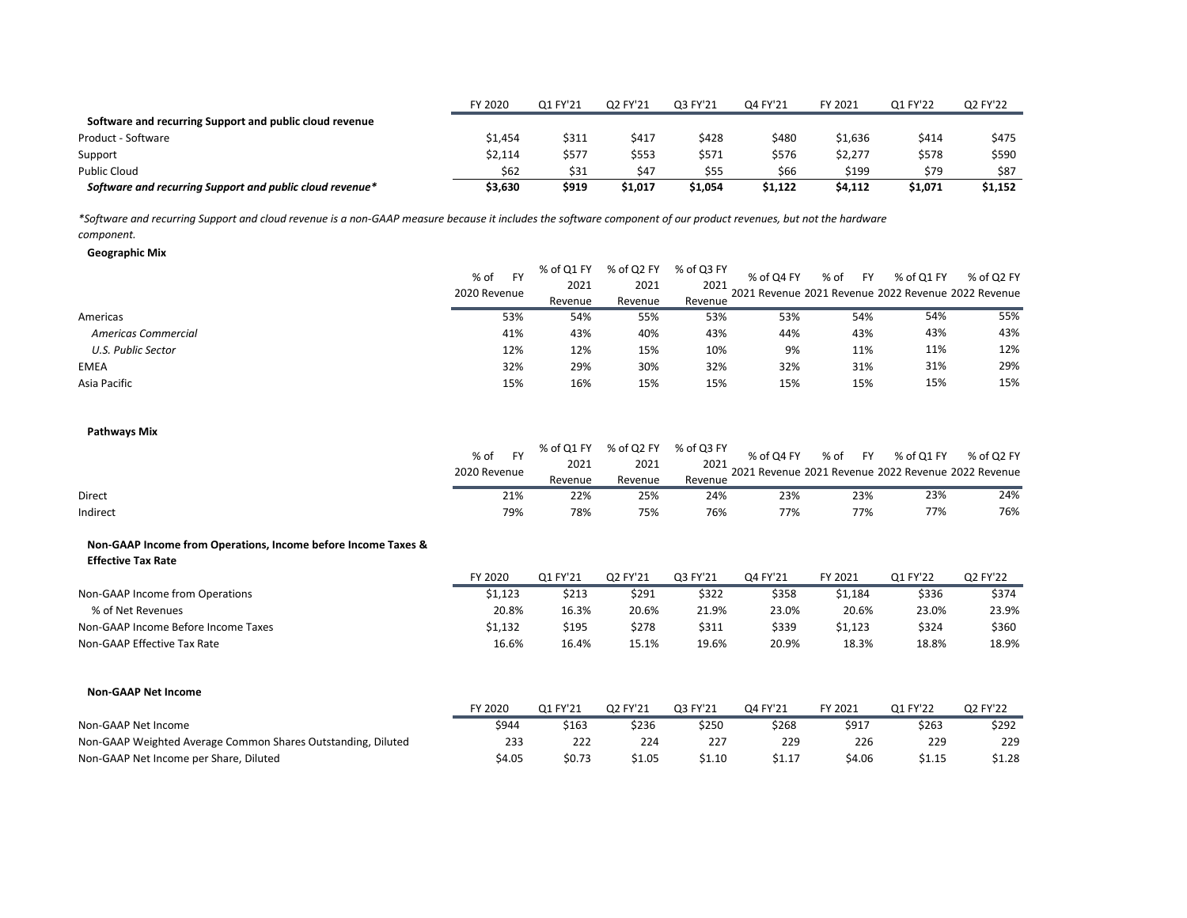| | FY 2020 | Q1 FY'21 | Q2 FY'21 | Q3 FY'21 | Q4 FY'21 | FY 2021 | Q1 FY'22 | Q2 FY'22 |
|---|---|---|---|---|---|---|---|---|
| **Software and recurring Support and public cloud revenue** | | | | | | | | |
| Product - Software | $1,454 | $311 | $417 | $428 | $480 | $1,636 | $414 | $475 |
| Support | $2,114 | $577 | $553 | $571 | $576 | $2,277 | $578 | $590 |
| Public Cloud | $62 | $31 | $47 | $55 | $66 | $199 | $79 | $87 |
| ***Software and recurring Support and public cloud revenue**** | **$3,630** | **$919** | **$1,017** | **$1,054** | **$1,122** | **$4,112** | **$1,071** | **$1,152** |

*\*Software and recurring Support and cloud revenue is a non-GAAP measure because it includes the software component of our product revenues, but not the hardware component.*

**Geographic Mix**

| | % of FY 2020 Revenue | % of Q1 FY 2021 Revenue | % of Q2 FY 2021 Revenue | % of Q3 FY 2021 Revenue | % of Q4 FY 2021 Revenue | % of FY 2021 Revenue | % of Q1 FY 2022 Revenue | % of Q2 FY 2022 Revenue |
|---|---|---|---|---|---|---|---|---|
| Americas | 53% | 54% | 55% | 53% | 53% | 54% | 54% | 55% |
| *Americas Commercial* | 41% | 43% | 40% | 43% | 44% | 43% | 43% | 43% |
| *U.S. Public Sector* | 12% | 12% | 15% | 10% | 9% | 11% | 11% | 12% |
| EMEA | 32% | 29% | 30% | 32% | 32% | 31% | 31% | 29% |
| Asia Pacific | 15% | 16% | 15% | 15% | 15% | 15% | 15% | 15% |

**Pathways Mix**

| | % of FY 2020 Revenue | % of Q1 FY 2021 Revenue | % of Q2 FY 2021 Revenue | % of Q3 FY 2021 Revenue | % of Q4 FY 2021 Revenue | % of FY 2021 Revenue | % of Q1 FY 2022 Revenue | % of Q2 FY 2022 Revenue |
|---|---|---|---|---|---|---|---|---|
| Direct | 21% | 22% | 25% | 24% | 23% | 23% | 23% | 24% |
| Indirect | 79% | 78% | 75% | 76% | 77% | 77% | 77% | 76% |

**Non-GAAP Income from Operations, Income before Income Taxes & Effective Tax Rate**

| | FY 2020 | Q1 FY'21 | Q2 FY'21 | Q3 FY'21 | Q4 FY'21 | FY 2021 | Q1 FY'22 | Q2 FY'22 |
|---|---|---|---|---|---|---|---|---|
| Non-GAAP Income from Operations | $1,123 | $213 | $291 | $322 | $358 | $1,184 | $336 | $374 |
| % of Net Revenues | 20.8% | 16.3% | 20.6% | 21.9% | 23.0% | 20.6% | 23.0% | 23.9% |
| Non-GAAP Income Before Income Taxes | $1,132 | $195 | $278 | $311 | $339 | $1,123 | $324 | $360 |
| Non-GAAP Effective Tax Rate | 16.6% | 16.4% | 15.1% | 19.6% | 20.9% | 18.3% | 18.8% | 18.9% |

**Non-GAAP Net Income**

| | FY 2020 | Q1 FY'21 | Q2 FY'21 | Q3 FY'21 | Q4 FY'21 | FY 2021 | Q1 FY'22 | Q2 FY'22 |
|---|---|---|---|---|---|---|---|---|
| Non-GAAP Net Income | $944 | $163 | $236 | $250 | $268 | $917 | $263 | $292 |
| Non-GAAP Weighted Average Common Shares Outstanding, Diluted | 233 | 222 | 224 | 227 | 229 | 226 | 229 | 229 |
| Non-GAAP Net Income per Share, Diluted | $4.05 | $0.73 | $1.05 | $1.10 | $1.17 | $4.06 | $1.15 | $1.28 |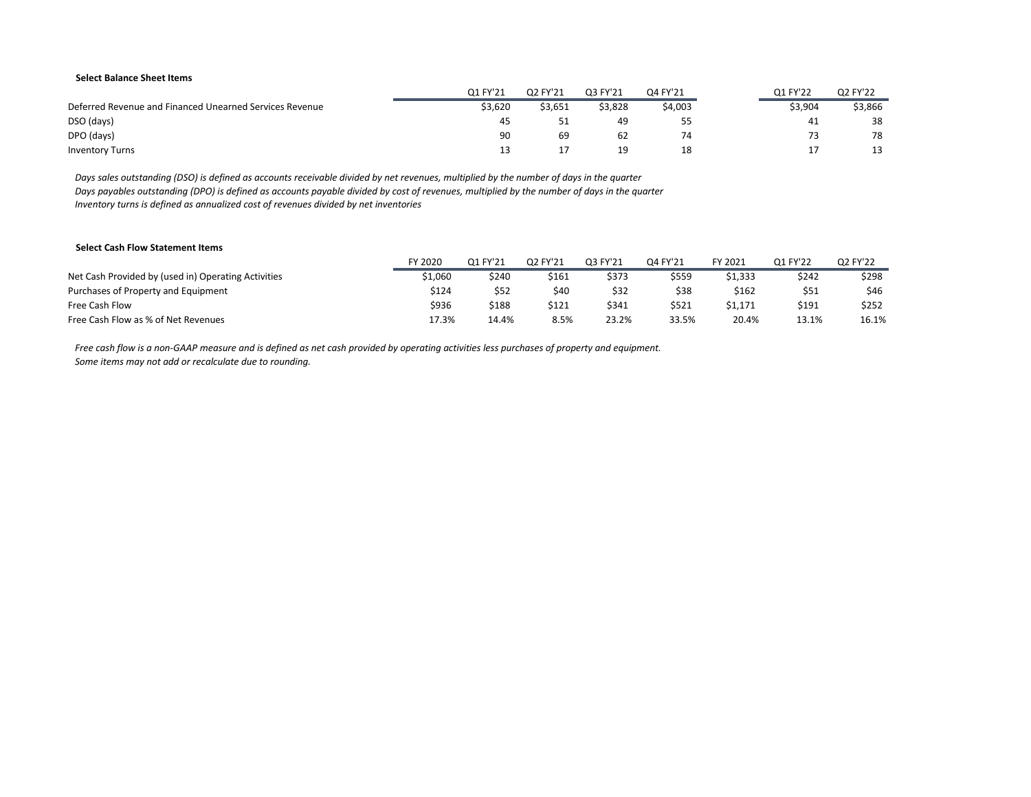**Select Balance Sheet Items**

| | Q1 FY'21 | Q2 FY'21 | Q3 FY'21 | Q4 FY'21 | Q1 FY'22 | Q2 FY'22 |
|---|---|---|---|---|---|---|
| Deferred Revenue and Financed Unearned Services Revenue | $3,620 | $3,651 | $3,828 | $4,003 | $3,904 | $3,866 |
| DSO (days) | 45 | 51 | 49 | 55 | 41 | 38 |
| DPO (days) | 90 | 69 | 62 | 74 | 73 | 78 |
| Inventory Turns | 13 | 17 | 19 | 18 | 17 | 13 |

*Days sales outstanding (DSO) is defined as accounts receivable divided by net revenues, multiplied by the number of days in the quarter*
*Days payables outstanding (DPO) is defined as accounts payable divided by cost of revenues, multiplied by the number of days in the quarter*
*Inventory turns is defined as annualized cost of revenues divided by net inventories*

**Select Cash Flow Statement Items**

| | FY 2020 | Q1 FY'21 | Q2 FY'21 | Q3 FY'21 | Q4 FY'21 | FY 2021 | Q1 FY'22 | Q2 FY'22 |
|---|---|---|---|---|---|---|---|---|
| Net Cash Provided by (used in) Operating Activities | $1,060 | $240 | $161 | $373 | $559 | $1,333 | $242 | $298 |
| Purchases of Property and Equipment | $124 | $52 | $40 | $32 | $38 | $162 | $51 | $46 |
| Free Cash Flow | $936 | $188 | $121 | $341 | $521 | $1,171 | $191 | $252 |
| Free Cash Flow as % of Net Revenues | 17.3% | 14.4% | 8.5% | 23.2% | 33.5% | 20.4% | 13.1% | 16.1% |

*Free cash flow is a non-GAAP measure and is defined as net cash provided by operating activities less purchases of property and equipment.*
*Some items may not add or recalculate due to rounding.*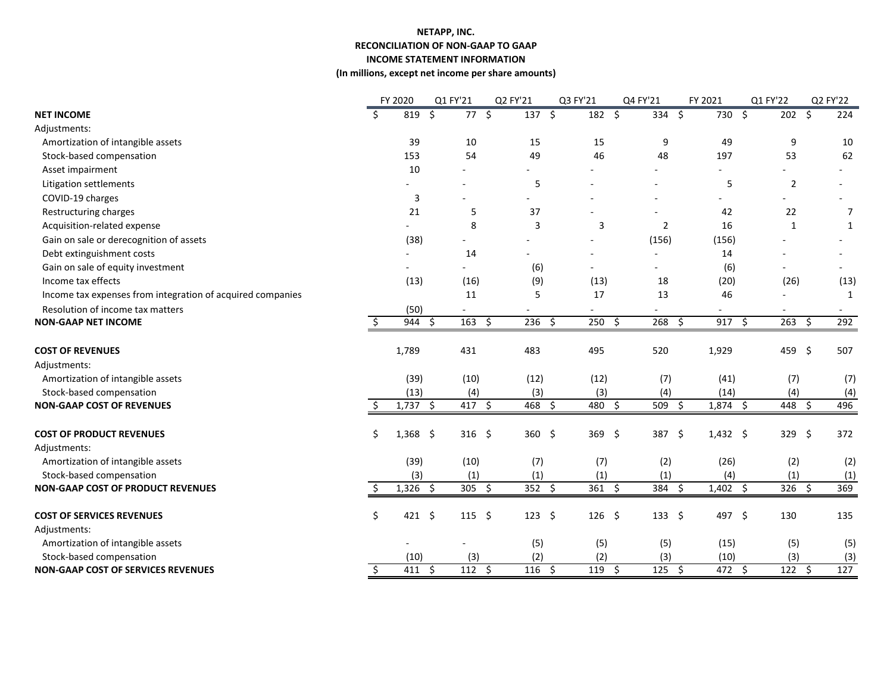**NETAPP, INC.**
**RECONCILIATION OF NON-GAAP TO GAAP**
**INCOME STATEMENT INFORMATION**
**(In millions, except net income per share amounts)**

| | FY 2020 | Q1 FY'21 | Q2 FY'21 | Q3 FY'21 | Q4 FY'21 | FY 2021 | Q1 FY'22 | Q2 FY'22 |
|---|---|---|---|---|---|---|---|---|
| **NET INCOME** | $ 819 | $ 77 | $ 137 | $ 182 | $ 334 | $ 730 | $ 202 | $ 224 |
| Adjustments: | | | | | | | | |
| Amortization of intangible assets | 39 | 10 | 15 | 15 | 9 | 49 | 9 | 10 |
| Stock-based compensation | 153 | 54 | 49 | 46 | 48 | 197 | 53 | 62 |
| Asset impairment | 10 | - | - | - | - | - | - | - |
| Litigation settlements | - | - | 5 | - | - | 5 | 2 | - |
| COVID-19 charges | 3 | - | - | - | - | - | - | - |
| Restructuring charges | 21 | 5 | 37 | - | - | 42 | 22 | 7 |
| Acquisition-related expense | - | 8 | 3 | 3 | 2 | 16 | 1 | 1 |
| Gain on sale or derecognition of assets | (38) | - | - | - | (156) | (156) | - | - |
| Debt extinguishment costs | - | 14 | - | - | - | 14 | - | - |
| Gain on sale of equity investment | - | - | (6) | - | - | (6) | - | - |
| Income tax effects | (13) | (16) | (9) | (13) | 18 | (20) | (26) | (13) |
| Income tax expenses from integration of acquired companies | | 11 | 5 | 17 | 13 | 46 | - | 1 |
| Resolution of income tax matters | (50) | - | - | - | - | - | - | - |
| **NON-GAAP NET INCOME** | $ 944 | $ 163 | $ 236 | $ 250 | $ 268 | $ 917 | $ 263 | $ 292 |
| | | | | | | | | |
| **COST OF REVENUES** | 1,789 | 431 | 483 | 495 | 520 | 1,929 | 459 | $ 507 |
| Adjustments: | | | | | | | | |
| Amortization of intangible assets | (39) | (10) | (12) | (12) | (7) | (41) | (7) | (7) |
| Stock-based compensation | (13) | (4) | (3) | (3) | (4) | (14) | (4) | (4) |
| **NON-GAAP COST OF REVENUES** | $ 1,737 | $ 417 | $ 468 | $ 480 | $ 509 | $ 1,874 | $ 448 | $ 496 |
| | | | | | | | | |
| **COST OF PRODUCT REVENUES** | $ 1,368 | $ 316 | $ 360 | $ 369 | $ 387 | $ 1,432 | $ 329 | $ 372 |
| Adjustments: | | | | | | | | |
| Amortization of intangible assets | (39) | (10) | (7) | (7) | (2) | (26) | (2) | (2) |
| Stock-based compensation | (3) | (1) | (1) | (1) | (1) | (4) | (1) | (1) |
| **NON-GAAP COST OF PRODUCT REVENUES** | $ 1,326 | $ 305 | $ 352 | $ 361 | $ 384 | $ 1,402 | $ 326 | $ 369 |
| | | | | | | | | |
| **COST OF SERVICES REVENUES** | $ 421 | $ 115 | $ 123 | $ 126 | $ 133 | $ 497 | $ 130 | 135 |
| Adjustments: | | | | | | | | |
| Amortization of intangible assets | - | - | (5) | (5) | (5) | (15) | (5) | (5) |
| Stock-based compensation | (10) | (3) | (2) | (2) | (3) | (10) | (3) | (3) |
| **NON-GAAP COST OF SERVICES REVENUES** | $ 411 | $ 112 | $ 116 | $ 119 | $ 125 | $ 472 | $ 122 | $ 127 |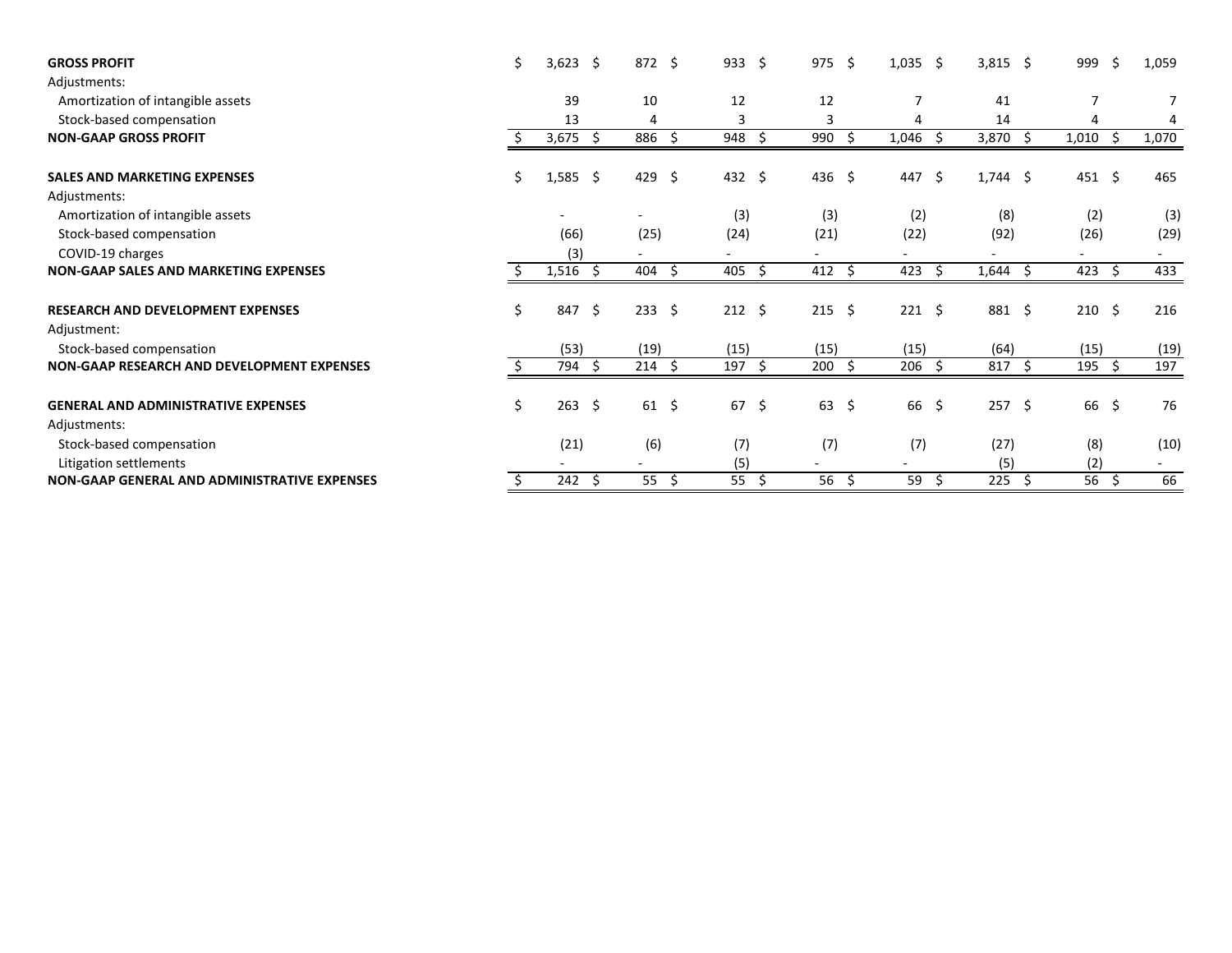| | | | | | | | | |
|---|---|---|---|---|---|---|---|---|
| **GROSS PROFIT** | $ 3,623 | $ 872 | $ 933 | $ 975 | $ 1,035 | $ 3,815 | $ 999 | $ 1,059 |
| Adjustments: | | | | | | | | |
| Amortization of intangible assets | 39 | 10 | 12 | 12 | 7 | 41 | 7 | 7 |
| Stock-based compensation | 13 | 4 | 3 | 3 | 4 | 14 | 4 | 4 |
| **NON-GAAP GROSS PROFIT** | $ 3,675 | $ 886 | $ 948 | $ 990 | $ 1,046 | $ 3,870 | $ 1,010 | $ 1,070 |
| | | | | | | | | |
| **SALES AND MARKETING EXPENSES** | $ 1,585 | $ 429 | $ 432 | $ 436 | $ 447 | $ 1,744 | $ 451 | $ 465 |
| Adjustments: | | | | | | | | |
| Amortization of intangible assets | - | - | (3) | (3) | (2) | (8) | (2) | (3) |
| Stock-based compensation | (66) | (25) | (24) | (21) | (22) | (92) | (26) | (29) |
| COVID-19 charges | (3) | - | - | - | - | - | - | - |
| **NON-GAAP SALES AND MARKETING EXPENSES** | $ 1,516 | $ 404 | $ 405 | $ 412 | $ 423 | $ 1,644 | $ 423 | $ 433 |
| | | | | | | | | |
| **RESEARCH AND DEVELOPMENT EXPENSES** | $ 847 | $ 233 | $ 212 | $ 215 | $ 221 | $ 881 | $ 210 | $ 216 |
| Adjustment: | | | | | | | | |
| Stock-based compensation | (53) | (19) | (15) | (15) | (15) | (64) | (15) | (19) |
| **NON-GAAP RESEARCH AND DEVELOPMENT EXPENSES** | $ 794 | $ 214 | $ 197 | $ 200 | $ 206 | $ 817 | $ 195 | $ 197 |
| | | | | | | | | |
| **GENERAL AND ADMINISTRATIVE EXPENSES** | $ 263 | $ 61 | $ 67 | $ 63 | $ 66 | $ 257 | $ 66 | $ 76 |
| Adjustments: | | | | | | | | |
| Stock-based compensation | (21) | (6) | (7) | (7) | (7) | (27) | (8) | (10) |
| Litigation settlements | - | - | (5) | - | - | (5) | (2) | - |
| **NON-GAAP GENERAL AND ADMINISTRATIVE EXPENSES** | $ 242 | $ 55 | $ 55 | $ 56 | $ 59 | $ 225 | $ 56 | $ 66 |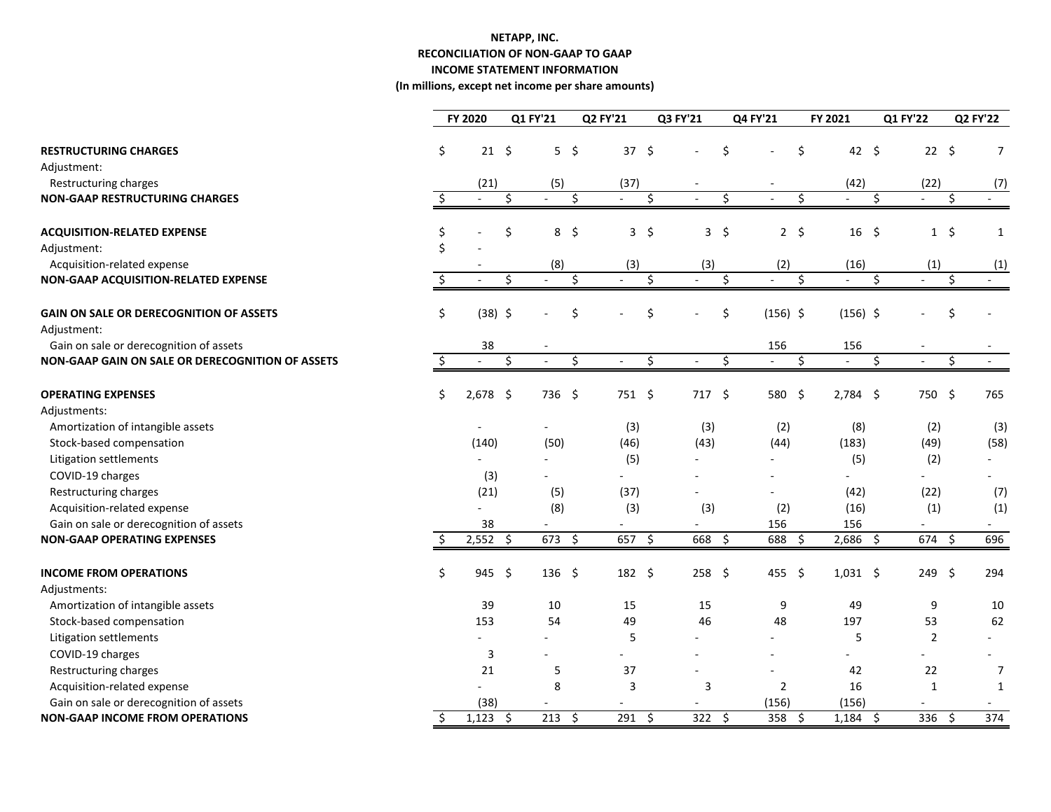**NETAPP, INC.**
**RECONCILIATION OF NON-GAAP TO GAAP**
**INCOME STATEMENT INFORMATION**
**(In millions, except net income per share amounts)**

| | FY 2020 | Q1 FY'21 | Q2 FY'21 | Q3 FY'21 | Q4 FY'21 | FY 2021 | Q1 FY'22 | Q2 FY'22 |
|---|---|---|---|---|---|---|---|---|
| **RESTRUCTURING CHARGES** | $ 21 | $ 5 | $ 37 | $ - | $ - | $ 42 | $ 22 | $ 7 |
| Adjustment: | | | | | | | | |
| Restructuring charges | (21) | (5) | (37) | - | - | (42) | (22) | (7) |
| **NON-GAAP RESTRUCTURING CHARGES** | $ - | $ - | $ - | $ - | $ - | $ - | $ - | $ - |
| | | | | | | | | |
| **ACQUISITION-RELATED EXPENSE** | $ - | $ 8 | $ 3 | $ 3 | $ 2 | $ 16 | $ 1 | $ 1 |
| Adjustment: | $ - | | | | | | | |
| Acquisition-related expense | - | (8) | (3) | (3) | (2) | (16) | (1) | (1) |
| **NON-GAAP ACQUISITION-RELATED EXPENSE** | $ - | $ - | $ - | $ - | $ - | $ - | $ - | $ - |
| | | | | | | | | |
| **GAIN ON SALE OR DERECOGNITION OF ASSETS** | $ (38) | $ - | $ - | $ - | $ (156) | $ (156) | $ - | $ - |
| Adjustment: | | | | | | | | |
| Gain on sale or derecognition of assets | 38 | - | | | 156 | 156 | - | - |
| **NON-GAAP GAIN ON SALE OR DERECOGNITION OF ASSETS** | $ - | $ - | $ - | $ - | $ - | $ - | $ - | $ - |
| | | | | | | | | |
| **OPERATING EXPENSES** | $ 2,678 | $ 736 | $ 751 | $ 717 | $ 580 | $ 2,784 | $ 750 | $ 765 |
| Adjustments: | | | | | | | | |
| Amortization of intangible assets | - | - | (3) | (3) | (2) | (8) | (2) | (3) |
| Stock-based compensation | (140) | (50) | (46) | (43) | (44) | (183) | (49) | (58) |
| Litigation settlements | - | - | (5) | - | - | (5) | (2) | - |
| COVID-19 charges | (3) | - | - | - | - | - | - | - |
| Restructuring charges | (21) | (5) | (37) | - | - | (42) | (22) | (7) |
| Acquisition-related expense | - | (8) | (3) | (3) | (2) | (16) | (1) | (1) |
| Gain on sale or derecognition of assets | 38 | - | - | - | 156 | 156 | - | - |
| **NON-GAAP OPERATING EXPENSES** | $ 2,552 | $ 673 | $ 657 | $ 668 | $ 688 | $ 2,686 | $ 674 | $ 696 |
| | | | | | | | | |
| **INCOME FROM OPERATIONS** | $ 945 | $ 136 | $ 182 | $ 258 | $ 455 | $ 1,031 | $ 249 | $ 294 |
| Adjustments: | | | | | | | | |
| Amortization of intangible assets | 39 | 10 | 15 | 15 | 9 | 49 | 9 | 10 |
| Stock-based compensation | 153 | 54 | 49 | 46 | 48 | 197 | 53 | 62 |
| Litigation settlements | - | - | 5 | - | - | 5 | 2 | - |
| COVID-19 charges | 3 | - | - | - | - | - | - | - |
| Restructuring charges | 21 | 5 | 37 | - | - | 42 | 22 | 7 |
| Acquisition-related expense | - | 8 | 3 | 3 | 2 | 16 | 1 | 1 |
| Gain on sale or derecognition of assets | (38) | - | - | - | (156) | (156) | - | - |
| **NON-GAAP INCOME FROM OPERATIONS** | $ 1,123 | $ 213 | $ 291 | $ 322 | $ 358 | $ 1,184 | $ 336 | $ 374 |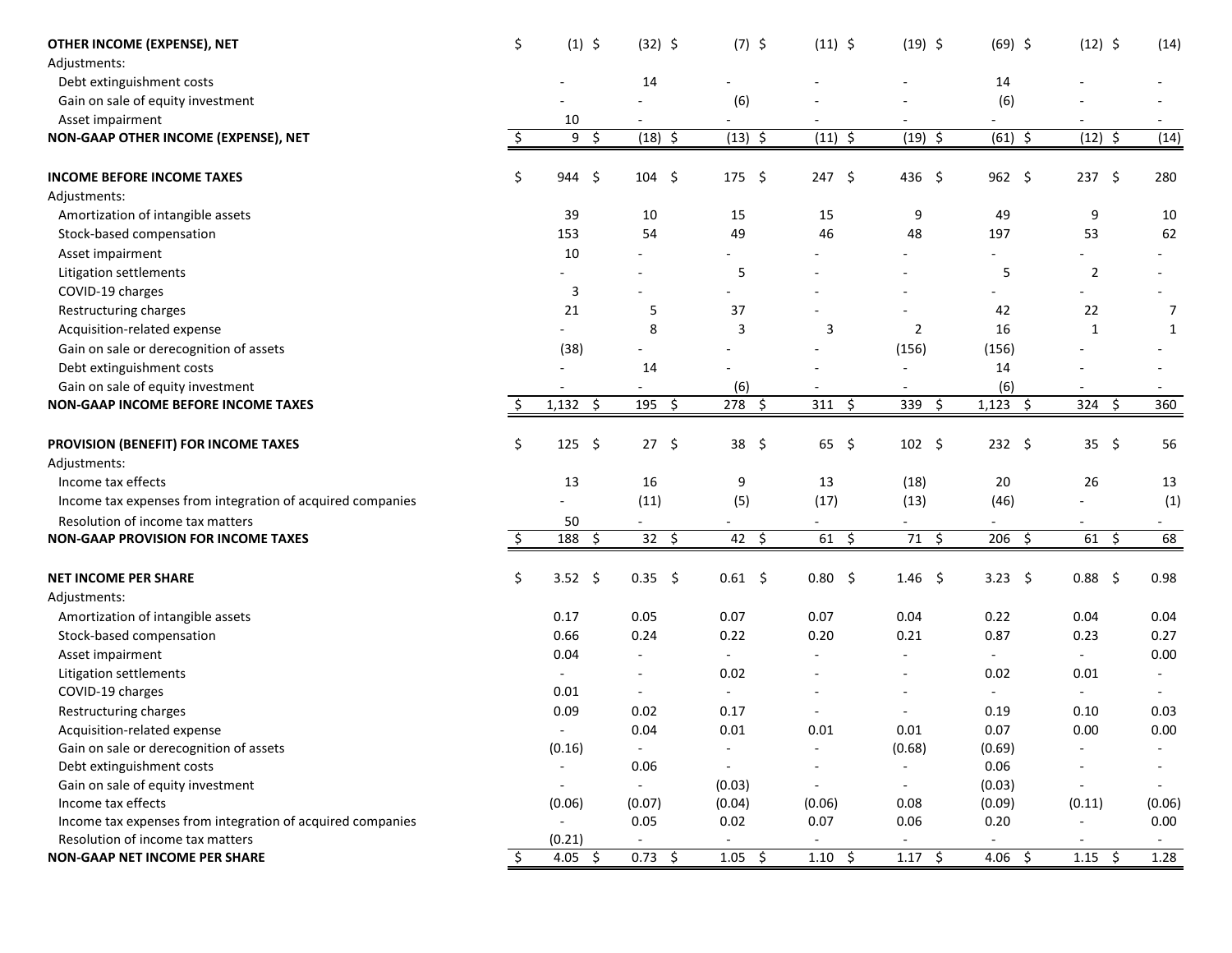| | | | | | | | | |
|---|---|---|---|---|---|---|---|---|
| **OTHER INCOME (EXPENSE), NET** | $ (1) | $ (32) | $ (7) | $ (11) | $ (19) | $ (69) | $ (12) | $ (14) |
| Adjustments: | | | | | | | | |
| Debt extinguishment costs | - | 14 | - | - | - | 14 | - | - |
| Gain on sale of equity investment | - | - | (6) | - | - | (6) | - | - |
| Asset impairment | 10 | - | - | - | - | - | - | - |
| **NON-GAAP OTHER INCOME (EXPENSE), NET** | $ 9 | $ (18) | $ (13) | $ (11) | $ (19) | $ (61) | $ (12) | $ (14) |
| | | | | | | | | |
| **INCOME BEFORE INCOME TAXES** | $ 944 | $ 104 | $ 175 | $ 247 | $ 436 | $ 962 | $ 237 | $ 280 |
| Adjustments: | | | | | | | | |
| Amortization of intangible assets | 39 | 10 | 15 | 15 | 9 | 49 | 9 | 10 |
| Stock-based compensation | 153 | 54 | 49 | 46 | 48 | 197 | 53 | 62 |
| Asset impairment | 10 | - | - | - | - | - | - | - |
| Litigation settlements | - | - | 5 | - | - | 5 | 2 | - |
| COVID-19 charges | 3 | - | - | - | - | - | - | - |
| Restructuring charges | 21 | 5 | 37 | - | - | 42 | 22 | 7 |
| Acquisition-related expense | - | 8 | 3 | 3 | 2 | 16 | 1 | 1 |
| Gain on sale or derecognition of assets | (38) | - | - | - | (156) | (156) | - | - |
| Debt extinguishment costs | - | 14 | - | - | - | 14 | - | - |
| Gain on sale of equity investment | - | - | (6) | - | - | (6) | - | - |
| **NON-GAAP INCOME BEFORE INCOME TAXES** | $ 1,132 | $ 195 | $ 278 | $ 311 | $ 339 | $ 1,123 | $ 324 | $ 360 |
| | | | | | | | | |
| **PROVISION (BENEFIT) FOR INCOME TAXES** | $ 125 | $ 27 | $ 38 | $ 65 | $ 102 | $ 232 | $ 35 | $ 56 |
| Adjustments: | | | | | | | | |
| Income tax effects | 13 | 16 | 9 | 13 | (18) | 20 | 26 | 13 |
| Income tax expenses from integration of acquired companies | - | (11) | (5) | (17) | (13) | (46) | - | (1) |
| Resolution of income tax matters | 50 | - | - | - | - | - | - | - |
| **NON-GAAP PROVISION FOR INCOME TAXES** | $ 188 | $ 32 | $ 42 | $ 61 | $ 71 | $ 206 | $ 61 | $ 68 |
| | | | | | | | | |
| **NET INCOME PER SHARE** | $ 3.52 | $ 0.35 | $ 0.61 | $ 0.80 | $ 1.46 | $ 3.23 | $ 0.88 | $ 0.98 |
| Adjustments: | | | | | | | | |
| Amortization of intangible assets | 0.17 | 0.05 | 0.07 | 0.07 | 0.04 | 0.22 | 0.04 | 0.04 |
| Stock-based compensation | 0.66 | 0.24 | 0.22 | 0.20 | 0.21 | 0.87 | 0.23 | 0.27 |
| Asset impairment | 0.04 | - | - | - | - | - | - | 0.00 |
| Litigation settlements | - | - | 0.02 | - | - | 0.02 | 0.01 | - |
| COVID-19 charges | 0.01 | - | - | - | - | - | - | - |
| Restructuring charges | 0.09 | 0.02 | 0.17 | - | - | 0.19 | 0.10 | 0.03 |
| Acquisition-related expense | - | 0.04 | 0.01 | 0.01 | 0.01 | 0.07 | 0.00 | 0.00 |
| Gain on sale or derecognition of assets | (0.16) | - | - | - | (0.68) | (0.69) | - | - |
| Debt extinguishment costs | - | 0.06 | - | - | - | 0.06 | - | - |
| Gain on sale of equity investment | - | - | (0.03) | - | - | (0.03) | - | - |
| Income tax effects | (0.06) | (0.07) | (0.04) | (0.06) | 0.08 | (0.09) | (0.11) | (0.06) |
| Income tax expenses from integration of acquired companies | - | 0.05 | 0.02 | 0.07 | 0.06 | 0.20 | - | 0.00 |
| Resolution of income tax matters | (0.21) | - | - | - | - | - | - | - |
| **NON-GAAP NET INCOME PER SHARE** | $ 4.05 | $ 0.73 | $ 1.05 | $ 1.10 | $ 1.17 | $ 4.06 | $ 1.15 | $ 1.28 |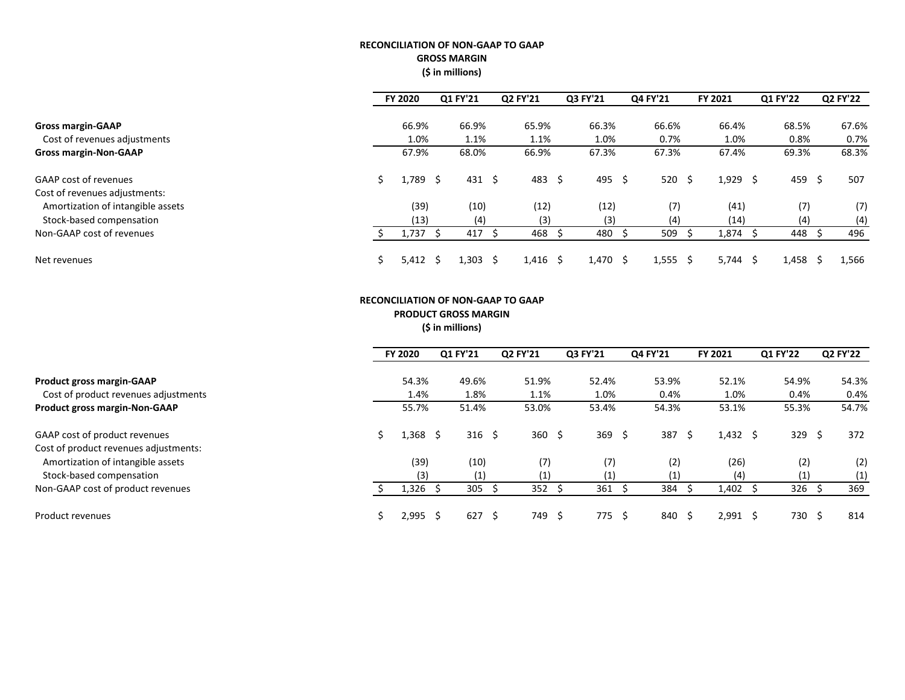**RECONCILIATION OF NON-GAAP TO GAAP**
**GROSS MARGIN**
**($ in millions)**

| | FY 2020 | Q1 FY'21 | Q2 FY'21 | Q3 FY'21 | Q4 FY'21 | FY 2021 | Q1 FY'22 | Q2 FY'22 |
|---|---|---|---|---|---|---|---|---|
| **Gross margin-GAAP** | 66.9% | 66.9% | 65.9% | 66.3% | 66.6% | 66.4% | 68.5% | 67.6% |
| Cost of revenues adjustments | 1.0% | 1.1% | 1.1% | 1.0% | 0.7% | 1.0% | 0.8% | 0.7% |
| **Gross margin-Non-GAAP** | 67.9% | 68.0% | 66.9% | 67.3% | 67.3% | 67.4% | 69.3% | 68.3% |
| | | | | | | | | |
| GAAP cost of revenues | $ 1,789 | $ 431 | $ 483 | $ 495 | $ 520 | $ 1,929 | $ 459 | $ 507 |
| Cost of revenues adjustments: | | | | | | | | |
| Amortization of intangible assets | (39) | (10) | (12) | (12) | (7) | (41) | (7) | (7) |
| Stock-based compensation | (13) | (4) | (3) | (3) | (4) | (14) | (4) | (4) |
| Non-GAAP cost of revenues | $ 1,737 | $ 417 | $ 468 | $ 480 | $ 509 | $ 1,874 | $ 448 | $ 496 |
| | | | | | | | | |
| Net revenues | $ 5,412 | $ 1,303 | $ 1,416 | $ 1,470 | $ 1,555 | $ 5,744 | $ 1,458 | $ 1,566 |

**RECONCILIATION OF NON-GAAP TO GAAP**
**PRODUCT GROSS MARGIN**
**($ in millions)**

| | FY 2020 | Q1 FY'21 | Q2 FY'21 | Q3 FY'21 | Q4 FY'21 | FY 2021 | Q1 FY'22 | Q2 FY'22 |
|---|---|---|---|---|---|---|---|---|
| **Product gross margin-GAAP** | 54.3% | 49.6% | 51.9% | 52.4% | 53.9% | 52.1% | 54.9% | 54.3% |
| Cost of product revenues adjustments | 1.4% | 1.8% | 1.1% | 1.0% | 0.4% | 1.0% | 0.4% | 0.4% |
| **Product gross margin-Non-GAAP** | 55.7% | 51.4% | 53.0% | 53.4% | 54.3% | 53.1% | 55.3% | 54.7% |
| | | | | | | | | |
| GAAP cost of product revenues | $ 1,368 | $ 316 | $ 360 | $ 369 | $ 387 | $ 1,432 | $ 329 | $ 372 |
| Cost of product revenues adjustments: | | | | | | | | |
| Amortization of intangible assets | (39) | (10) | (7) | (7) | (2) | (26) | (2) | (2) |
| Stock-based compensation | (3) | (1) | (1) | (1) | (1) | (4) | (1) | (1) |
| Non-GAAP cost of product revenues | $ 1,326 | $ 305 | $ 352 | $ 361 | $ 384 | $ 1,402 | $ 326 | $ 369 |
| | | | | | | | | |
| Product revenues | $ 2,995 | $ 627 | $ 749 | $ 775 | $ 840 | $ 2,991 | $ 730 | $ 814 |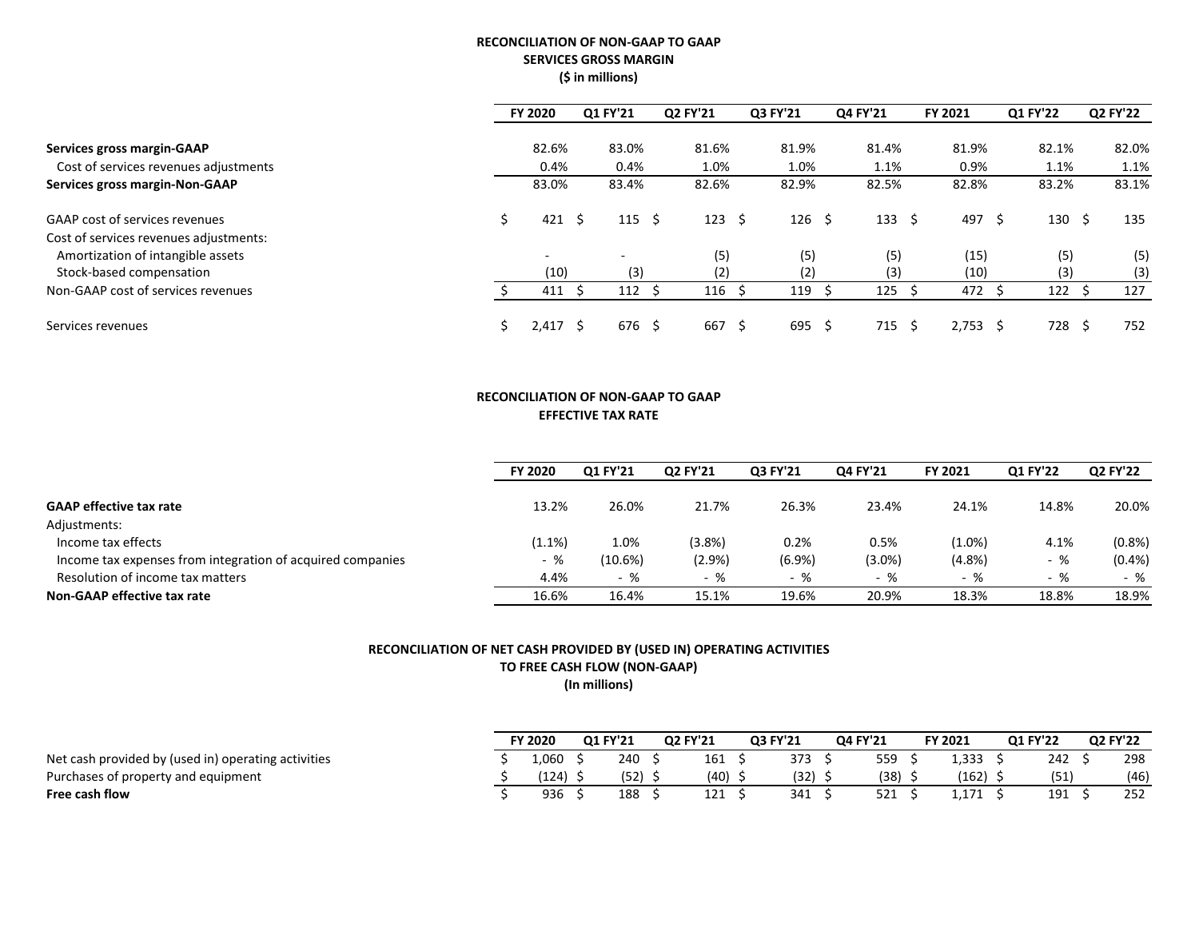## RECONCILIATION OF NON-GAAP TO GAAP
## SERVICES GROSS MARGIN
### ($ in millions)

| | FY 2020 | Q1 FY'21 | Q2 FY'21 | Q3 FY'21 | Q4 FY'21 | FY 2021 | Q1 FY'22 | Q2 FY'22 |
|---|---|---|---|---|---|---|---|---|
| **Services gross margin-GAAP** | 82.6% | 83.0% | 81.6% | 81.9% | 81.4% | 81.9% | 82.1% | 82.0% |
| Cost of services revenues adjustments | 0.4% | 0.4% | 1.0% | 1.0% | 1.1% | 0.9% | 1.1% | 1.1% |
| **Services gross margin-Non-GAAP** | 83.0% | 83.4% | 82.6% | 82.9% | 82.5% | 82.8% | 83.2% | 83.1% |
| | | | | | | | | |
| GAAP cost of services revenues | $ 421 | $ 115 | $ 123 | $ 126 | $ 133 | $ 497 | $ 130 | $ 135 |
| Cost of services revenues adjustments: | | | | | | | | |
| Amortization of intangible assets | - | - | (5) | (5) | (5) | (15) | (5) | (5) |
| Stock-based compensation | (10) | (3) | (2) | (2) | (3) | (10) | (3) | (3) |
| Non-GAAP cost of services revenues | $ 411 | $ 112 | $ 116 | $ 119 | $ 125 | $ 472 | $ 122 | $ 127 |
| | | | | | | | | |
| Services revenues | $ 2,417 | $ 676 | $ 667 | $ 695 | $ 715 | $ 2,753 | $ 728 | $ 752 |

## RECONCILIATION OF NON-GAAP TO GAAP
## EFFECTIVE TAX RATE

| | FY 2020 | Q1 FY'21 | Q2 FY'21 | Q3 FY'21 | Q4 FY'21 | FY 2021 | Q1 FY'22 | Q2 FY'22 |
|---|---|---|---|---|---|---|---|---|
| **GAAP effective tax rate** | 13.2% | 26.0% | 21.7% | 26.3% | 23.4% | 24.1% | 14.8% | 20.0% |
| Adjustments: | | | | | | | | |
| Income tax effects | (1.1%) | 1.0% | (3.8%) | 0.2% | 0.5% | (1.0%) | 4.1% | (0.8%) |
| Income tax expenses from integration of acquired companies | - % | (10.6%) | (2.9%) | (6.9%) | (3.0%) | (4.8%) | - % | (0.4%) |
| Resolution of income tax matters | 4.4% | - % | - % | - % | - % | - % | - % | - % |
| **Non-GAAP effective tax rate** | 16.6% | 16.4% | 15.1% | 19.6% | 20.9% | 18.3% | 18.8% | 18.9% |

## RECONCILIATION OF NET CASH PROVIDED BY (USED IN) OPERATING ACTIVITIES
## TO FREE CASH FLOW (NON-GAAP)
### (In millions)

| | FY 2020 | Q1 FY'21 | Q2 FY'21 | Q3 FY'21 | Q4 FY'21 | FY 2021 | Q1 FY'22 | Q2 FY'22 |
|---|---|---|---|---|---|---|---|---|
| Net cash provided by (used in) operating activities | $ 1,060 | $ 240 | $ 161 | $ 373 | $ 559 | $ 1,333 | $ 242 | $ 298 |
| Purchases of property and equipment | $ (124) | $ (52) | $ (40) | $ (32) | $ (38) | $ (162) | $ (51) | (46) |
| **Free cash flow** | $ 936 | $ 188 | $ 121 | $ 341 | $ 521 | $ 1,171 | $ 191 | $ 252 |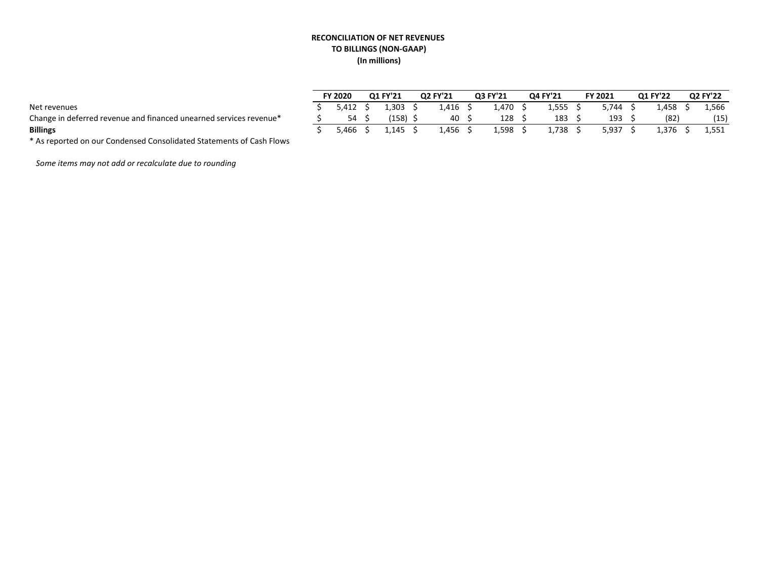**RECONCILIATION OF NET REVENUES**
**TO BILLINGS (NON-GAAP)**
**(In millions)**

| | FY 2020 | Q1 FY'21 | Q2 FY'21 | Q3 FY'21 | Q4 FY'21 | FY 2021 | Q1 FY'22 | Q2 FY'22 |
|---|---|---|---|---|---|---|---|---|
| Net revenues | $ 5,412 | $ 1,303 | $ 1,416 | $ 1,470 | $ 1,555 | $ 5,744 | $ 1,458 | $ 1,566 |
| Change in deferred revenue and financed unearned services revenue* | $ 54 | $ (158) | $ 40 | $ 128 | $ 183 | $ 193 | $ (82) | (15) |
| **Billings** | $ 5,466 | $ 1,145 | $ 1,456 | $ 1,598 | $ 1,738 | $ 5,937 | $ 1,376 | $ 1,551 |

* As reported on our Condensed Consolidated Statements of Cash Flows

*Some items may not add or recalculate due to rounding*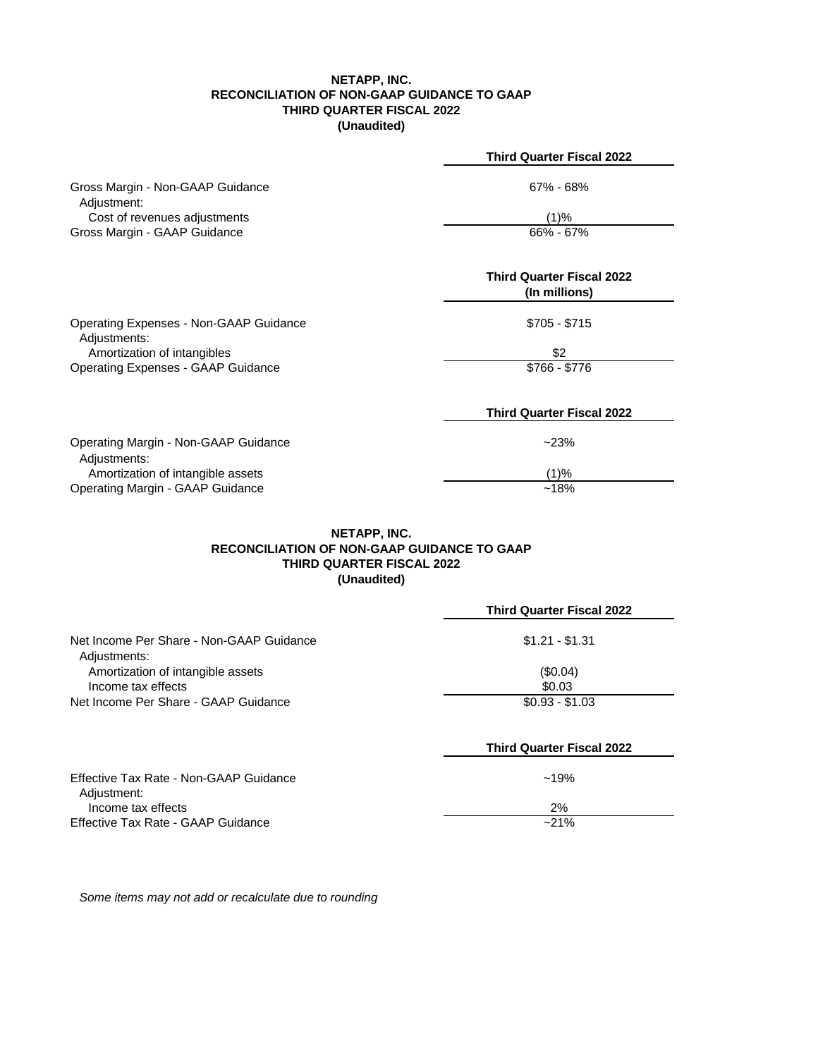**NETAPP, INC.**
**RECONCILIATION OF NON-GAAP GUIDANCE TO GAAP**
**THIRD QUARTER FISCAL 2022**
**(Unaudited)**

| | **Third Quarter Fiscal 2022** |
|---|---|
| Gross Margin - Non-GAAP Guidance | 67% - 68% |
| Adjustment: | |
| Cost of revenues adjustments | (1)% |
| Gross Margin - GAAP Guidance | 66% - 67% |

| | **Third Quarter Fiscal 2022 (In millions)** |
|---|---|
| Operating Expenses - Non-GAAP Guidance | $705 - $715 |
| Adjustments: | |
| Amortization of intangibles | $2 |
| Operating Expenses - GAAP Guidance | $766 - $776 |

| | **Third Quarter Fiscal 2022** |
|---|---|
| Operating Margin - Non-GAAP Guidance | ~23% |
| Adjustments: | |
| Amortization of intangible assets | (1)% |
| Operating Margin - GAAP Guidance | ~18% |

**NETAPP, INC.**
**RECONCILIATION OF NON-GAAP GUIDANCE TO GAAP**
**THIRD QUARTER FISCAL 2022**
**(Unaudited)**

| | **Third Quarter Fiscal 2022** |
|---|---|
| Net Income Per Share - Non-GAAP Guidance | $1.21 - $1.31 |
| Adjustments: | |
| Amortization of intangible assets | ($0.04) |
| Income tax effects | $0.03 |
| Net Income Per Share - GAAP Guidance | $0.93 - $1.03 |

| | **Third Quarter Fiscal 2022** |
|---|---|
| Effective Tax Rate - Non-GAAP Guidance | ~19% |
| Adjustment: | |
| Income tax effects | 2% |
| Effective Tax Rate - GAAP Guidance | ~21% |

*Some items may not add or recalculate due to rounding*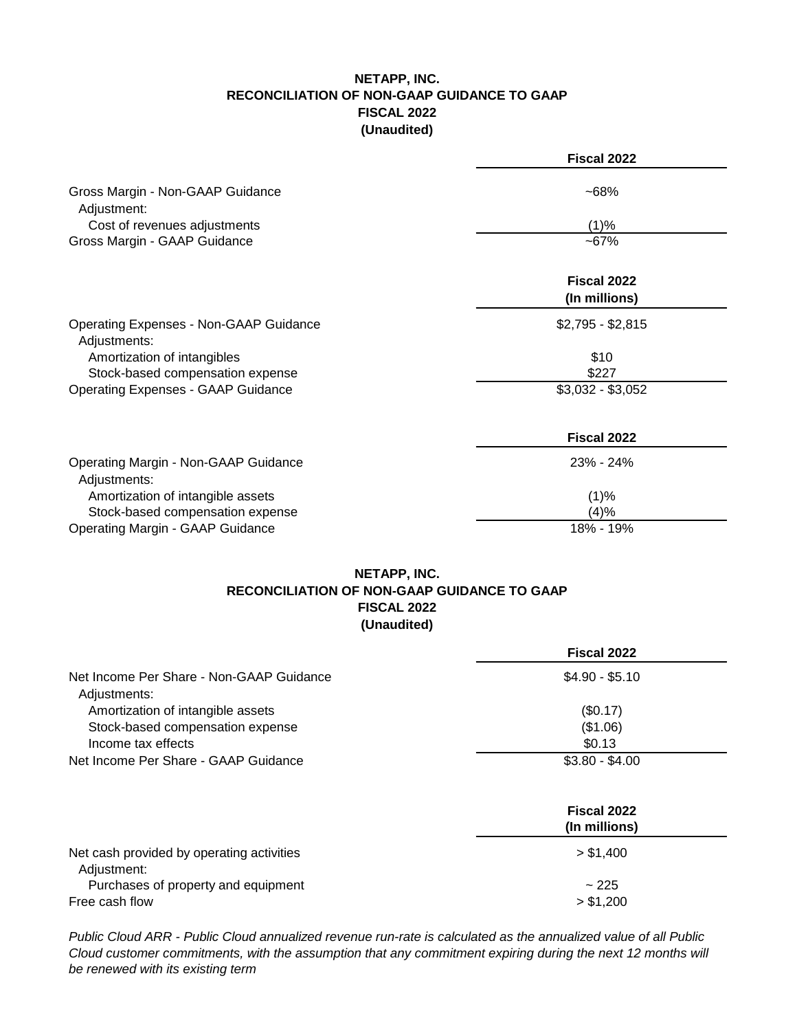**NETAPP, INC.**
**RECONCILIATION OF NON-GAAP GUIDANCE TO GAAP**
**FISCAL 2022**
**(Unaudited)**

| | **Fiscal 2022** |
|---|---|
| Gross Margin - Non-GAAP Guidance | ~68% |
| Adjustment: | |
| Cost of revenues adjustments | (1)% |
| Gross Margin - GAAP Guidance | ~67% |

| | **Fiscal 2022 (In millions)** |
|---|---|
| Operating Expenses - Non-GAAP Guidance | $2,795 - $2,815 |
| Adjustments: | |
| Amortization of intangibles | $10 |
| Stock-based compensation expense | $227 |
| Operating Expenses - GAAP Guidance | $3,032 - $3,052 |

| | **Fiscal 2022** |
|---|---|
| Operating Margin - Non-GAAP Guidance | 23% - 24% |
| Adjustments: | |
| Amortization of intangible assets | (1)% |
| Stock-based compensation expense | (4)% |
| Operating Margin - GAAP Guidance | 18% - 19% |

**NETAPP, INC.**
**RECONCILIATION OF NON-GAAP GUIDANCE TO GAAP**
**FISCAL 2022**
**(Unaudited)**

| | **Fiscal 2022** |
|---|---|
| Net Income Per Share - Non-GAAP Guidance | $4.90 - $5.10 |
| Adjustments: | |
| Amortization of intangible assets | ($0.17) |
| Stock-based compensation expense | ($1.06) |
| Income tax effects | $0.13 |
| Net Income Per Share - GAAP Guidance | $3.80 - $4.00 |

| | **Fiscal 2022 (In millions)** |
|---|---|
| Net cash provided by operating activities | > $1,400 |
| Adjustment: | |
| Purchases of property and equipment | ~ 225 |
| Free cash flow | > $1,200 |

*Public Cloud ARR - Public Cloud annualized revenue run-rate is calculated as the annualized value of all Public Cloud customer commitments, with the assumption that any commitment expiring during the next 12 months will be renewed with its existing term*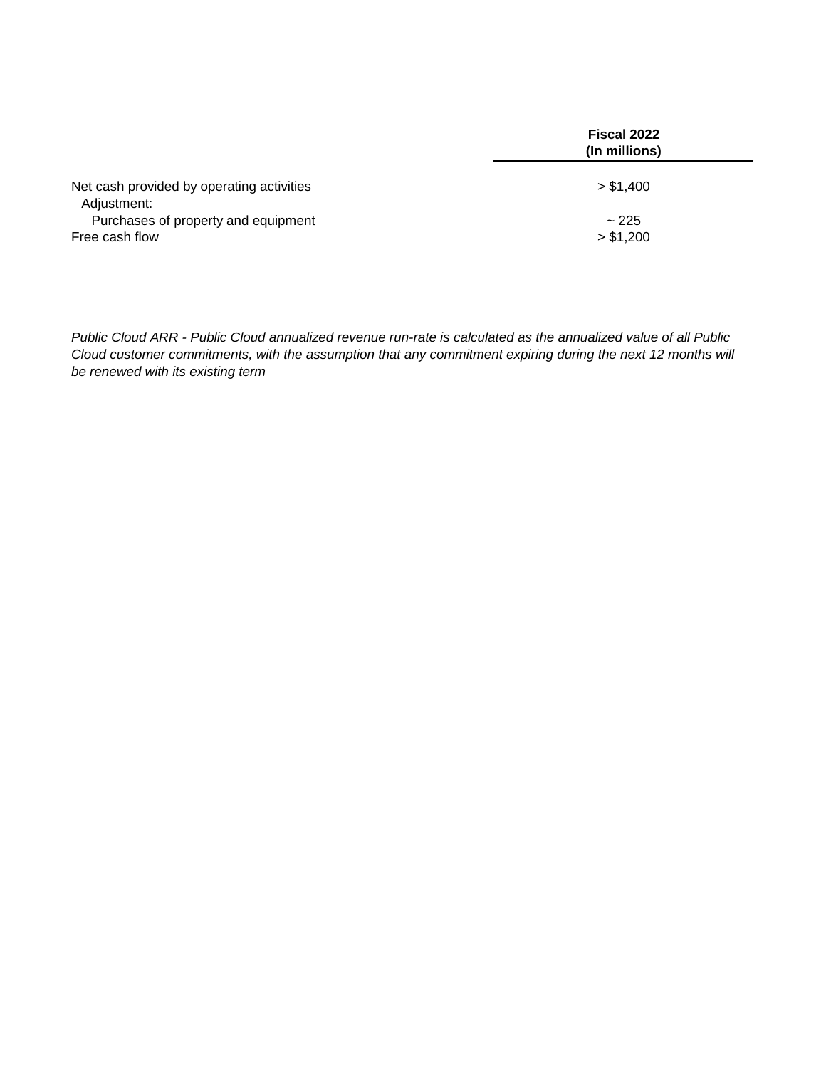| | Fiscal 2022 (In millions) |
|---|---|
| Net cash provided by operating activities | > $1,400 |
| Adjustment: | |
| Purchases of property and equipment | ~ 225 |
| Free cash flow | > $1,200 |

*Public Cloud ARR - Public Cloud annualized revenue run-rate is calculated as the annualized value of all Public Cloud customer commitments, with the assumption that any commitment expiring during the next 12 months will be renewed with its existing term*